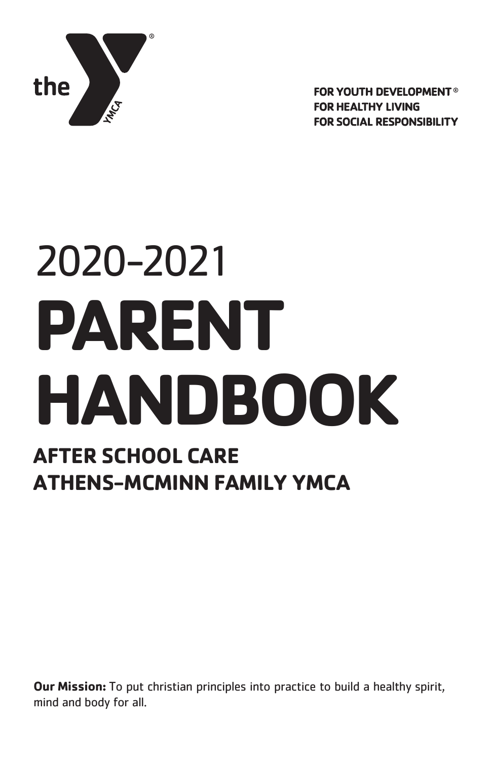the YMCA

FOR YOUTH DEVELOPMENT®
FOR HEALTHY LIVING
FOR SOCIAL RESPONSIBILITY

2020-2021

# PARENT HANDBOOK

## AFTER SCHOOL CARE
## ATHENS-MCMINN FAMILY YMCA

**Our Mission:** To put christian principles into practice to build a healthy spirit, mind and body for all.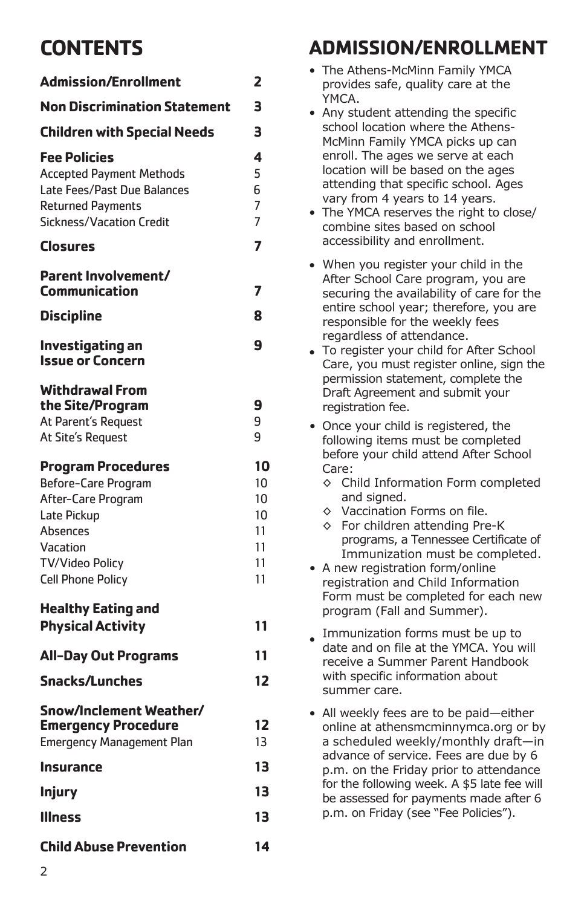# CONTENTS

| | |
|---|---|
| **Admission/Enrollment** | **2** |
| **Non Discrimination Statement** | **3** |
| **Children with Special Needs** | **3** |
| **Fee Policies** | **4** |
| Accepted Payment Methods | 5 |
| Late Fees/Past Due Balances | 6 |
| Returned Payments | 7 |
| Sickness/Vacation Credit | 7 |
| **Closures** | **7** |
| **Parent Involvement/ Communication** | **7** |
| **Discipline** | **8** |
| **Investigating an Issue or Concern** | **9** |
| **Withdrawal From the Site/Program** | **9** |
| At Parent's Request | 9 |
| At Site's Request | 9 |
| **Program Procedures** | **10** |
| Before-Care Program | 10 |
| After-Care Program | 10 |
| Late Pickup | 10 |
| Absences | 11 |
| Vacation | 11 |
| TV/Video Policy | 11 |
| Cell Phone Policy | 11 |
| **Healthy Eating and Physical Activity** | **11** |
| **All-Day Out Programs** | **11** |
| **Snacks/Lunches** | **12** |
| **Snow/Inclement Weather/ Emergency Procedure** | **12** |
| Emergency Management Plan | 13 |
| **Insurance** | **13** |
| **Injury** | **13** |
| **Illness** | **13** |
| **Child Abuse Prevention** | **14** |

# ADMISSION/ENROLLMENT

- The Athens-McMinn Family YMCA provides safe, quality care at the YMCA.
- Any student attending the specific school location where the Athens-McMinn Family YMCA picks up can enroll. The ages we serve at each location will be based on the ages attending that specific school. Ages vary from 4 years to 14 years.
- The YMCA reserves the right to close/ combine sites based on school accessibility and enrollment.
- When you register your child in the After School Care program, you are securing the availability of care for the entire school year; therefore, you are responsible for the weekly fees regardless of attendance.
- To register your child for After School Care, you must register online, sign the permission statement, complete the Draft Agreement and submit your registration fee.
- Once your child is registered, the following items must be completed before your child attend After School Care:
  - Child Information Form completed and signed.
  - Vaccination Forms on file.
  - For children attending Pre-K programs, a Tennessee Certificate of Immunization must be completed.
- A new registration form/online registration and Child Information Form must be completed for each new program (Fall and Summer).
- Immunization forms must be up to date and on file at the YMCA. You will receive a Summer Parent Handbook with specific information about summer care.
- All weekly fees are to be paid—either online at athensmcminnymca.org or by a scheduled weekly/monthly draft—in advance of service. Fees are due by 6 p.m. on the Friday prior to attendance for the following week. A $5 late fee will be assessed for payments made after 6 p.m. on Friday (see "Fee Policies").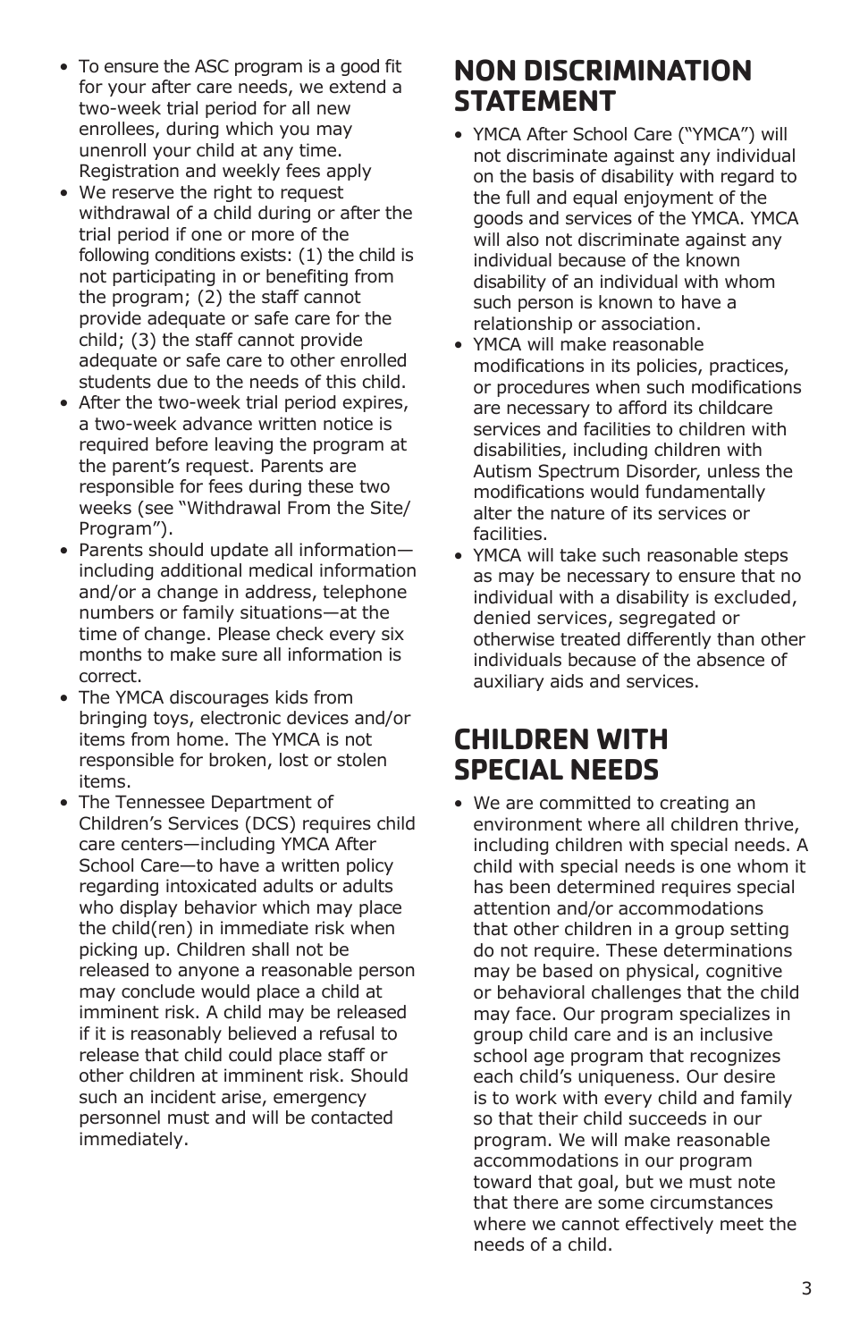- To ensure the ASC program is a good fit for your after care needs, we extend a two-week trial period for all new enrollees, during which you may unenroll your child at any time. Registration and weekly fees apply
- We reserve the right to request withdrawal of a child during or after the trial period if one or more of the following conditions exists: (1) the child is not participating in or benefiting from the program; (2) the staff cannot provide adequate or safe care for the child; (3) the staff cannot provide adequate or safe care to other enrolled students due to the needs of this child.
- After the two-week trial period expires, a two-week advance written notice is required before leaving the program at the parent's request. Parents are responsible for fees during these two weeks (see "Withdrawal From the Site/ Program").
- Parents should update all information—including additional medical information and/or a change in address, telephone numbers or family situations—at the time of change. Please check every six months to make sure all information is correct.
- The YMCA discourages kids from bringing toys, electronic devices and/or items from home. The YMCA is not responsible for broken, lost or stolen items.
- The Tennessee Department of Children's Services (DCS) requires child care centers—including YMCA After School Care—to have a written policy regarding intoxicated adults or adults who display behavior which may place the child(ren) in immediate risk when picking up. Children shall not be released to anyone a reasonable person may conclude would place a child at imminent risk. A child may be released if it is reasonably believed a refusal to release that child could place staff or other children at imminent risk. Should such an incident arise, emergency personnel must and will be contacted immediately.

## NON DISCRIMINATION STATEMENT

- YMCA After School Care ("YMCA") will not discriminate against any individual on the basis of disability with regard to the full and equal enjoyment of the goods and services of the YMCA. YMCA will also not discriminate against any individual because of the known disability of an individual with whom such person is known to have a relationship or association.
- YMCA will make reasonable modifications in its policies, practices, or procedures when such modifications are necessary to afford its childcare services and facilities to children with disabilities, including children with Autism Spectrum Disorder, unless the modifications would fundamentally alter the nature of its services or facilities.
- YMCA will take such reasonable steps as may be necessary to ensure that no individual with a disability is excluded, denied services, segregated or otherwise treated differently than other individuals because of the absence of auxiliary aids and services.

## CHILDREN WITH SPECIAL NEEDS

- We are committed to creating an environment where all children thrive, including children with special needs. A child with special needs is one whom it has been determined requires special attention and/or accommodations that other children in a group setting do not require. These determinations may be based on physical, cognitive or behavioral challenges that the child may face. Our program specializes in group child care and is an inclusive school age program that recognizes each child's uniqueness. Our desire is to work with every child and family so that their child succeeds in our program. We will make reasonable accommodations in our program toward that goal, but we must note that there are some circumstances where we cannot effectively meet the needs of a child.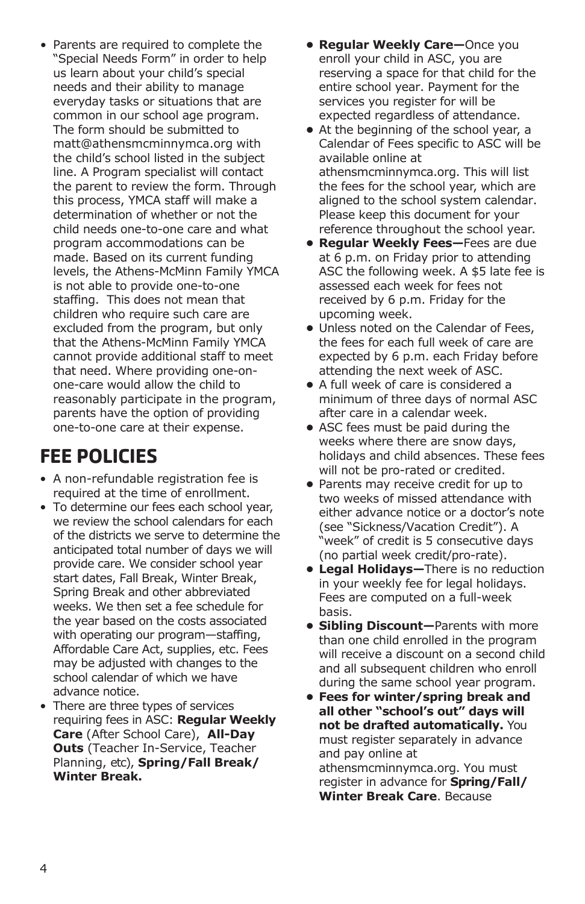- Parents are required to complete the "Special Needs Form" in order to help us learn about your child's special needs and their ability to manage everyday tasks or situations that are common in our school age program. The form should be submitted to matt@athensmcminnymca.org with the child's school listed in the subject line. A Program specialist will contact the parent to review the form. Through this process, YMCA staff will make a determination of whether or not the child needs one-to-one care and what program accommodations can be made. Based on its current funding levels, the Athens-McMinn Family YMCA is not able to provide one-to-one staffing. This does not mean that children who require such care are excluded from the program, but only that the Athens-McMinn Family YMCA cannot provide additional staff to meet that need. Where providing one-on-one-care would allow the child to reasonably participate in the program, parents have the option of providing one-to-one care at their expense.

## FEE POLICIES

- A non-refundable registration fee is required at the time of enrollment.
- To determine our fees each school year, we review the school calendars for each of the districts we serve to determine the anticipated total number of days we will provide care. We consider school year start dates, Fall Break, Winter Break, Spring Break and other abbreviated weeks. We then set a fee schedule for the year based on the costs associated with operating our program—staffing, Affordable Care Act, supplies, etc. Fees may be adjusted with changes to the school calendar of which we have advance notice.
- There are three types of services requiring fees in ASC: **Regular Weekly Care** (After School Care), **All-Day Outs** (Teacher In-Service, Teacher Planning, etc), **Spring/Fall Break/ Winter Break.**
- **Regular Weekly Care—**Once you enroll your child in ASC, you are reserving a space for that child for the entire school year. Payment for the services you register for will be expected regardless of attendance.
- At the beginning of the school year, a Calendar of Fees specific to ASC will be available online at athensmcminnymca.org. This will list the fees for the school year, which are aligned to the school system calendar. Please keep this document for your reference throughout the school year.
- **Regular Weekly Fees—**Fees are due at 6 p.m. on Friday prior to attending ASC the following week. A $5 late fee is assessed each week for fees not received by 6 p.m. Friday for the upcoming week.
- Unless noted on the Calendar of Fees, the fees for each full week of care are expected by 6 p.m. each Friday before attending the next week of ASC.
- A full week of care is considered a minimum of three days of normal ASC after care in a calendar week.
- ASC fees must be paid during the weeks where there are snow days, holidays and child absences. These fees will not be pro-rated or credited.
- Parents may receive credit for up to two weeks of missed attendance with either advance notice or a doctor's note (see "Sickness/Vacation Credit"). A "week" of credit is 5 consecutive days (no partial week credit/pro-rate).
- **Legal Holidays—**There is no reduction in your weekly fee for legal holidays. Fees are computed on a full-week basis.
- **Sibling Discount—**Parents with more than one child enrolled in the program will receive a discount on a second child and all subsequent children who enroll during the same school year program.
- **Fees for winter/spring break and all other "school's out" days will not be drafted automatically.** You must register separately in advance and pay online at athensmcminnymca.org. You must register in advance for **Spring/Fall/ Winter Break Care**. Because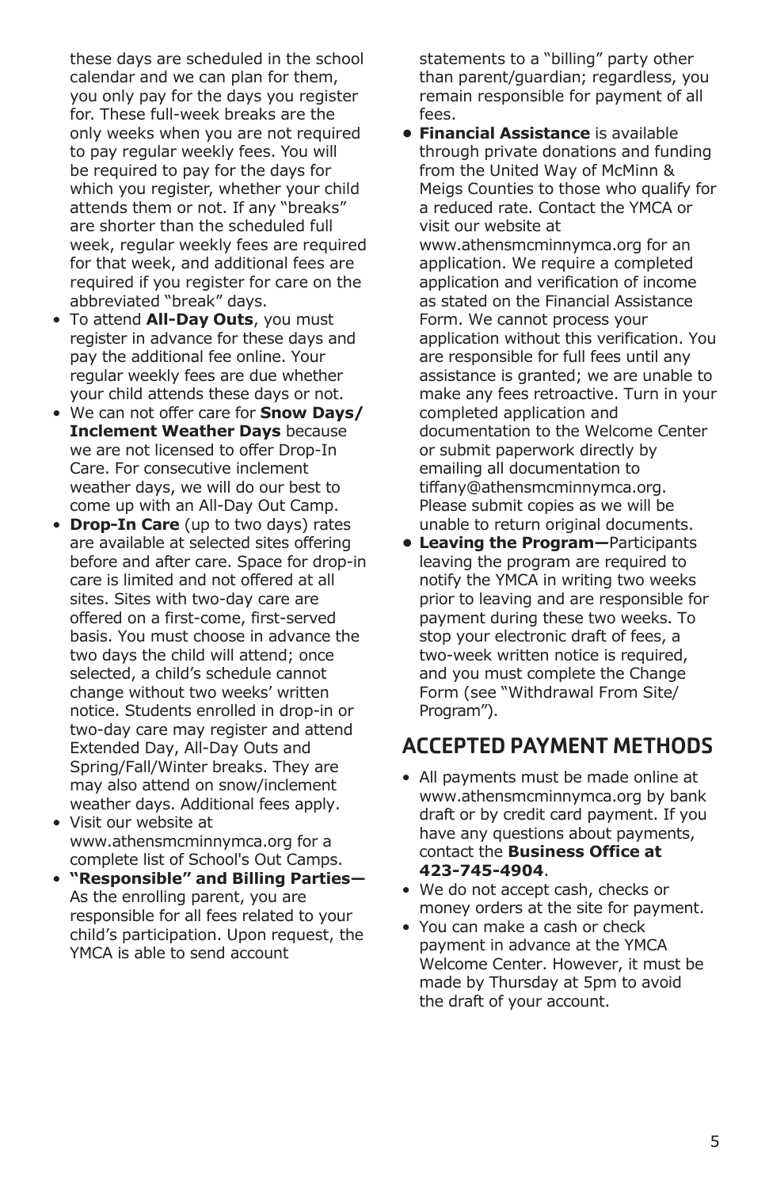these days are scheduled in the school calendar and we can plan for them, you only pay for the days you register for. These full-week breaks are the only weeks when you are not required to pay regular weekly fees. You will be required to pay for the days for which you register, whether your child attends them or not. If any "breaks" are shorter than the scheduled full week, regular weekly fees are required for that week, and additional fees are required if you register for care on the abbreviated "break" days.

- To attend **All-Day Outs**, you must register in advance for these days and pay the additional fee online. Your regular weekly fees are due whether your child attends these days or not.
- We can not offer care for **Snow Days/ Inclement Weather Days** because we are not licensed to offer Drop-In Care. For consecutive inclement weather days, we will do our best to come up with an All-Day Out Camp.
- **Drop-In Care** (up to two days) rates are available at selected sites offering before and after care. Space for drop-in care is limited and not offered at all sites. Sites with two-day care are offered on a first-come, first-served basis. You must choose in advance the two days the child will attend; once selected, a child's schedule cannot change without two weeks' written notice. Students enrolled in drop-in or two-day care may register and attend Extended Day, All-Day Outs and Spring/Fall/Winter breaks. They are may also attend on snow/inclement weather days. Additional fees apply.
- Visit our website at www.athensmcminnymca.org for a complete list of School's Out Camps.
- **"Responsible" and Billing Parties—** As the enrolling parent, you are responsible for all fees related to your child's participation. Upon request, the YMCA is able to send account statements to a "billing" party other than parent/guardian; regardless, you remain responsible for payment of all fees.
- **Financial Assistance** is available through private donations and funding from the United Way of McMinn & Meigs Counties to those who qualify for a reduced rate. Contact the YMCA or visit our website at www.athensmcminnymca.org for an application. We require a completed application and verification of income as stated on the Financial Assistance Form. We cannot process your application without this verification. You are responsible for full fees until any assistance is granted; we are unable to make any fees retroactive. Turn in your completed application and documentation to the Welcome Center or submit paperwork directly by emailing all documentation to tiffany@athensmcminnymca.org. Please submit copies as we will be unable to return original documents.
- **Leaving the Program—**Participants leaving the program are required to notify the YMCA in writing two weeks prior to leaving and are responsible for payment during these two weeks. To stop your electronic draft of fees, a two-week written notice is required, and you must complete the Change Form (see "Withdrawal From Site/ Program").

## ACCEPTED PAYMENT METHODS

- All payments must be made online at www.athensmcminnymca.org by bank draft or by credit card payment. If you have any questions about payments, contact the **Business Office at 423-745-4904**.
- We do not accept cash, checks or money orders at the site for payment.
- You can make a cash or check payment in advance at the YMCA Welcome Center. However, it must be made by Thursday at 5pm to avoid the draft of your account.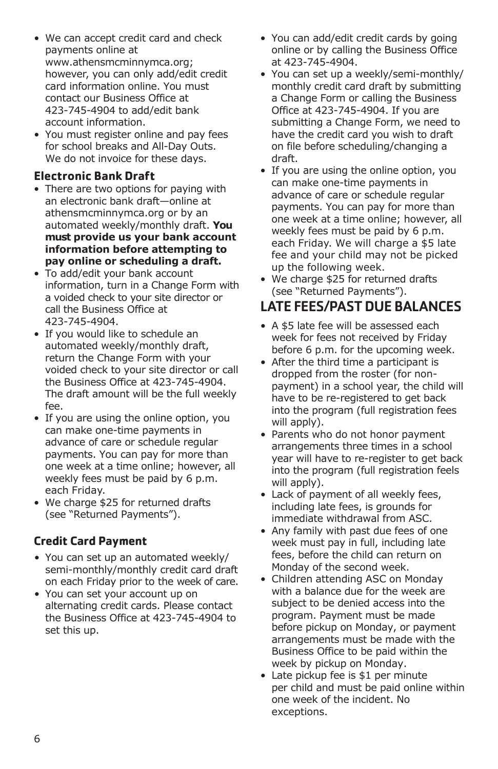- We can accept credit card and check payments online at www.athensmcminnymca.org; however, you can only add/edit credit card information online. You must contact our Business Office at 423-745-4904 to add/edit bank account information.
- You must register online and pay fees for school breaks and All-Day Outs. We do not invoice for these days.

### Electronic Bank Draft

- There are two options for paying with an electronic bank draft—online at athensmcminnymca.org or by an automated weekly/monthly draft. **You must provide us your bank account information before attempting to pay online or scheduling a draft.**
- To add/edit your bank account information, turn in a Change Form with a voided check to your site director or call the Business Office at 423-745-4904.
- If you would like to schedule an automated weekly/monthly draft, return the Change Form with your voided check to your site director or call the Business Office at 423-745-4904. The draft amount will be the full weekly fee.
- If you are using the online option, you can make one-time payments in advance of care or schedule regular payments. You can pay for more than one week at a time online; however, all weekly fees must be paid by 6 p.m. each Friday.
- We charge $25 for returned drafts (see "Returned Payments").

### Credit Card Payment

- You can set up an automated weekly/semi-monthly/monthly credit card draft on each Friday prior to the week of care.
- You can set your account up on alternating credit cards. Please contact the Business Office at 423-745-4904 to set this up.
- You can add/edit credit cards by going online or by calling the Business Office at 423-745-4904.
- You can set up a weekly/semi-monthly/monthly credit card draft by submitting a Change Form or calling the Business Office at 423-745-4904. If you are submitting a Change Form, we need to have the credit card you wish to draft on file before scheduling/changing a draft.
- If you are using the online option, you can make one-time payments in advance of care or schedule regular payments. You can pay for more than one week at a time online; however, all weekly fees must be paid by 6 p.m. each Friday. We will charge a $5 late fee and your child may not be picked up the following week.
- We charge $25 for returned drafts (see "Returned Payments").

## LATE FEES/PAST DUE BALANCES

- A $5 late fee will be assessed each week for fees not received by Friday before 6 p.m. for the upcoming week.
- After the third time a participant is dropped from the roster (for non-payment) in a school year, the child will have to be re-registered to get back into the program (full registration fees will apply).
- Parents who do not honor payment arrangements three times in a school year will have to re-register to get back into the program (full registration feels will apply).
- Lack of payment of all weekly fees, including late fees, is grounds for immediate withdrawal from ASC.
- Any family with past due fees of one week must pay in full, including late fees, before the child can return on Monday of the second week.
- Children attending ASC on Monday with a balance due for the week are subject to be denied access into the program. Payment must be made before pickup on Monday, or payment arrangements must be made with the Business Office to be paid within the week by pickup on Monday.
- Late pickup fee is $1 per minute per child and must be paid online within one week of the incident. No exceptions.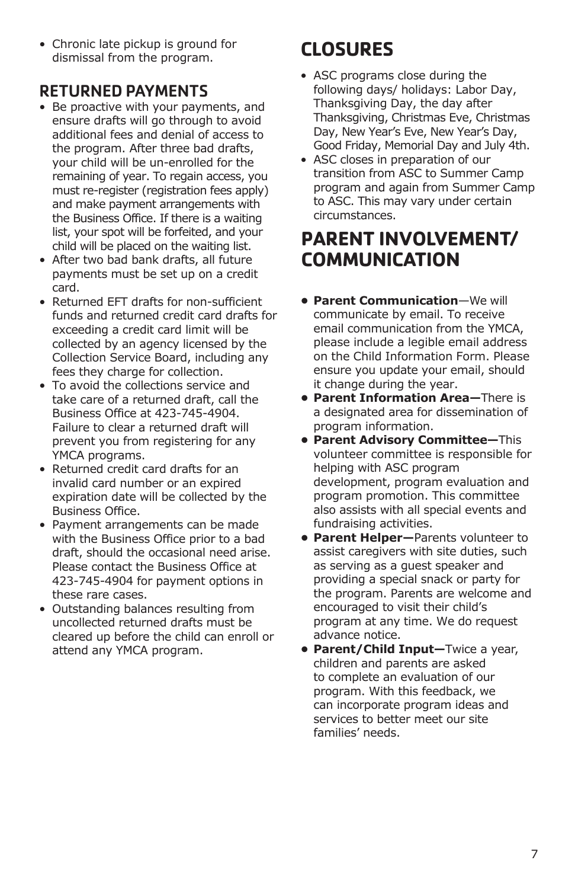- Chronic late pickup is ground for dismissal from the program.

## RETURNED PAYMENTS

- Be proactive with your payments, and ensure drafts will go through to avoid additional fees and denial of access to the program. After three bad drafts, your child will be un-enrolled for the remaining of year. To regain access, you must re-register (registration fees apply) and make payment arrangements with the Business Office. If there is a waiting list, your spot will be forfeited, and your child will be placed on the waiting list.
- After two bad bank drafts, all future payments must be set up on a credit card.
- Returned EFT drafts for non-sufficient funds and returned credit card drafts for exceeding a credit card limit will be collected by an agency licensed by the Collection Service Board, including any fees they charge for collection.
- To avoid the collections service and take care of a returned draft, call the Business Office at 423-745-4904. Failure to clear a returned draft will prevent you from registering for any YMCA programs.
- Returned credit card drafts for an invalid card number or an expired expiration date will be collected by the Business Office.
- Payment arrangements can be made with the Business Office prior to a bad draft, should the occasional need arise. Please contact the Business Office at 423-745-4904 for payment options in these rare cases.
- Outstanding balances resulting from uncollected returned drafts must be cleared up before the child can enroll or attend any YMCA program.

# CLOSURES

- ASC programs close during the following days/ holidays: Labor Day, Thanksgiving Day, the day after Thanksgiving, Christmas Eve, Christmas Day, New Year's Eve, New Year's Day, Good Friday, Memorial Day and July 4th.
- ASC closes in preparation of our transition from ASC to Summer Camp program and again from Summer Camp to ASC. This may vary under certain circumstances.

# PARENT INVOLVEMENT/ COMMUNICATION

- **Parent Communication**—We will communicate by email. To receive email communication from the YMCA, please include a legible email address on the Child Information Form. Please ensure you update your email, should it change during the year.
- **Parent Information Area—**There is a designated area for dissemination of program information.
- **Parent Advisory Committee—**This volunteer committee is responsible for helping with ASC program development, program evaluation and program promotion. This committee also assists with all special events and fundraising activities.
- **Parent Helper—**Parents volunteer to assist caregivers with site duties, such as serving as a guest speaker and providing a special snack or party for the program. Parents are welcome and encouraged to visit their child's program at any time. We do request advance notice.
- **Parent/Child Input—**Twice a year, children and parents are asked to complete an evaluation of our program. With this feedback, we can incorporate program ideas and services to better meet our site families' needs.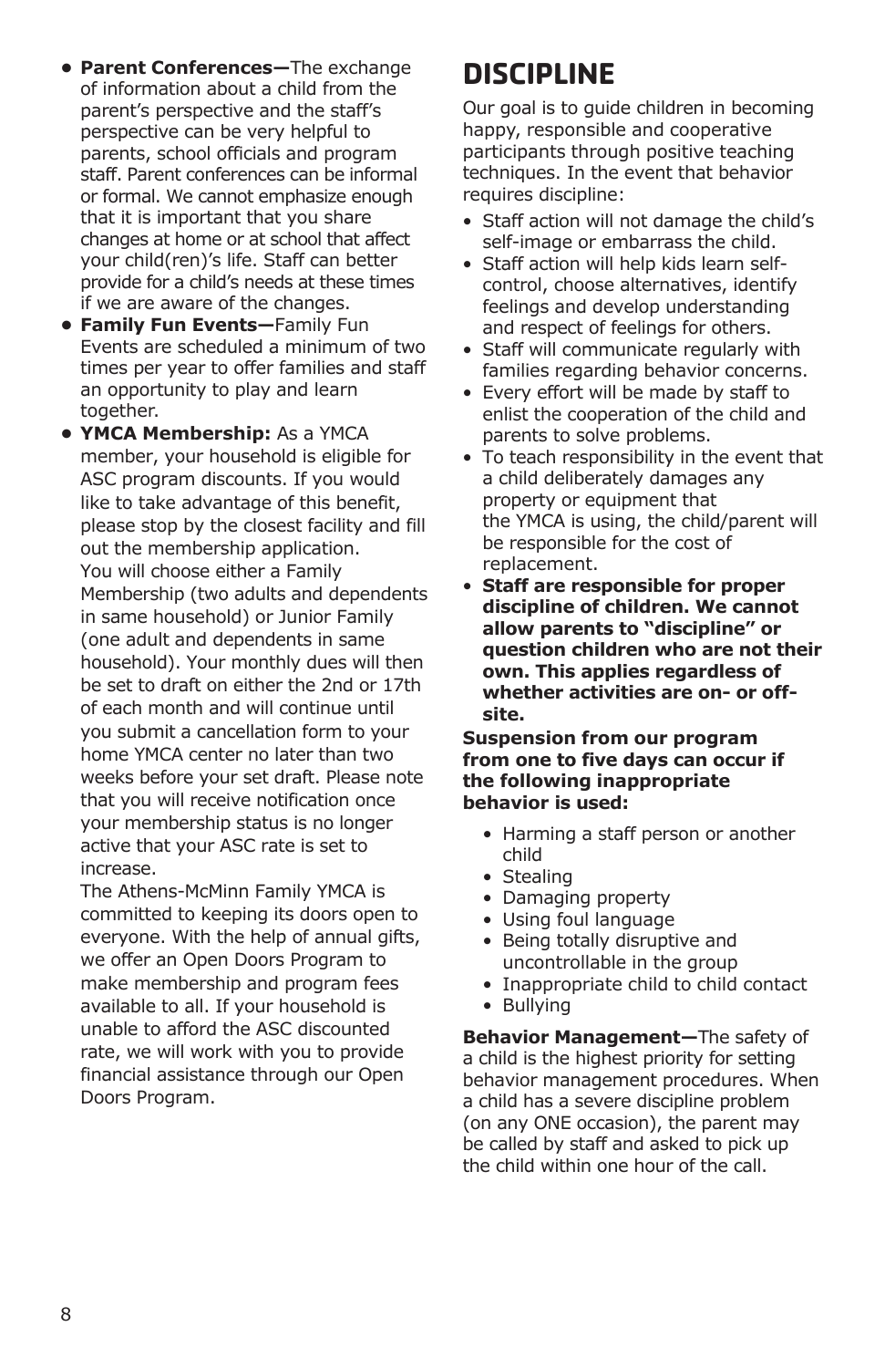- **Parent Conferences—**The exchange of information about a child from the parent's perspective and the staff's perspective can be very helpful to parents, school officials and program staff. Parent conferences can be informal or formal. We cannot emphasize enough that it is important that you share changes at home or at school that affect your child(ren)'s life. Staff can better provide for a child's needs at these times if we are aware of the changes.
- **Family Fun Events—**Family Fun Events are scheduled a minimum of two times per year to offer families and staff an opportunity to play and learn together.
- **YMCA Membership:** As a YMCA member, your household is eligible for ASC program discounts. If you would like to take advantage of this benefit, please stop by the closest facility and fill out the membership application.
  You will choose either a Family Membership (two adults and dependents in same household) or Junior Family (one adult and dependents in same household). Your monthly dues will then be set to draft on either the 2nd or 17th of each month and will continue until you submit a cancellation form to your home YMCA center no later than two weeks before your set draft. Please note that you will receive notification once your membership status is no longer active that your ASC rate is set to increase.
  The Athens-McMinn Family YMCA is committed to keeping its doors open to everyone. With the help of annual gifts, we offer an Open Doors Program to make membership and program fees available to all. If your household is unable to afford the ASC discounted rate, we will work with you to provide financial assistance through our Open Doors Program.

# DISCIPLINE

Our goal is to guide children in becoming happy, responsible and cooperative participants through positive teaching techniques. In the event that behavior requires discipline:

- Staff action will not damage the child's self-image or embarrass the child.
- Staff action will help kids learn self-control, choose alternatives, identify feelings and develop understanding and respect of feelings for others.
- Staff will communicate regularly with families regarding behavior concerns.
- Every effort will be made by staff to enlist the cooperation of the child and parents to solve problems.
- To teach responsibility in the event that a child deliberately damages any property or equipment that the YMCA is using, the child/parent will be responsible for the cost of replacement.
- **Staff are responsible for proper discipline of children. We cannot allow parents to "discipline" or question children who are not their own. This applies regardless of whether activities are on- or off-site.**

**Suspension from our program from one to five days can occur if the following inappropriate behavior is used:**

- Harming a staff person or another child
- Stealing
- Damaging property
- Using foul language
- Being totally disruptive and uncontrollable in the group
- Inappropriate child to child contact
- Bullying

**Behavior Management—**The safety of a child is the highest priority for setting behavior management procedures. When a child has a severe discipline problem (on any ONE occasion), the parent may be called by staff and asked to pick up the child within one hour of the call.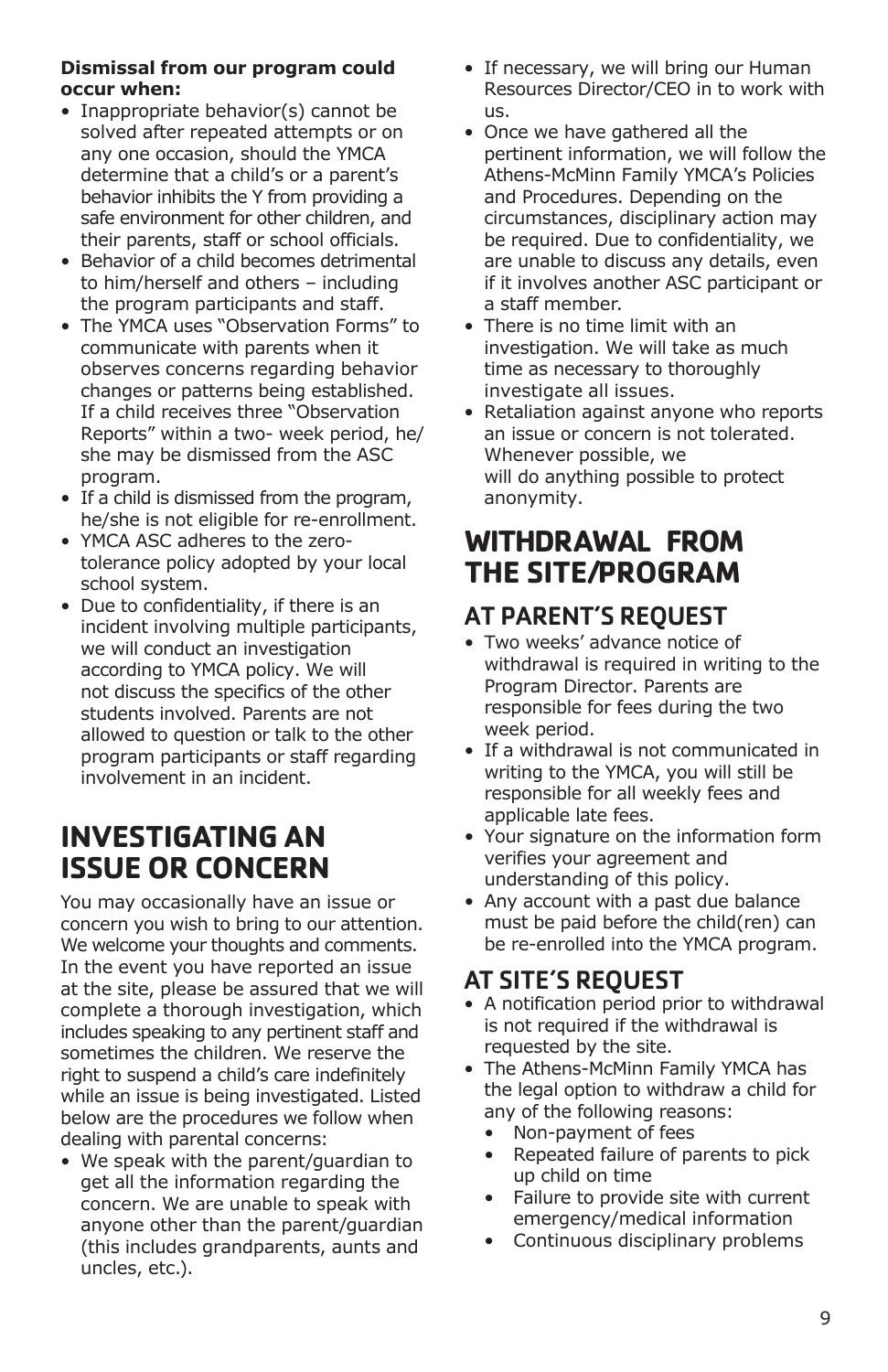**Dismissal from our program could occur when:**

- Inappropriate behavior(s) cannot be solved after repeated attempts or on any one occasion, should the YMCA determine that a child's or a parent's behavior inhibits the Y from providing a safe environment for other children, and their parents, staff or school officials.
- Behavior of a child becomes detrimental to him/herself and others – including the program participants and staff.
- The YMCA uses "Observation Forms" to communicate with parents when it observes concerns regarding behavior changes or patterns being established. If a child receives three "Observation Reports" within a two- week period, he/ she may be dismissed from the ASC program.
- If a child is dismissed from the program, he/she is not eligible for re-enrollment.
- YMCA ASC adheres to the zero-tolerance policy adopted by your local school system.
- Due to confidentiality, if there is an incident involving multiple participants, we will conduct an investigation according to YMCA policy. We will not discuss the specifics of the other students involved. Parents are not allowed to question or talk to the other program participants or staff regarding involvement in an incident.

# INVESTIGATING AN ISSUE OR CONCERN

You may occasionally have an issue or concern you wish to bring to our attention. We welcome your thoughts and comments. In the event you have reported an issue at the site, please be assured that we will complete a thorough investigation, which includes speaking to any pertinent staff and sometimes the children. We reserve the right to suspend a child's care indefinitely while an issue is being investigated. Listed below are the procedures we follow when dealing with parental concerns:

- We speak with the parent/guardian to get all the information regarding the concern. We are unable to speak with anyone other than the parent/guardian (this includes grandparents, aunts and uncles, etc.).
- If necessary, we will bring our Human Resources Director/CEO in to work with us.
- Once we have gathered all the pertinent information, we will follow the Athens-McMinn Family YMCA's Policies and Procedures. Depending on the circumstances, disciplinary action may be required. Due to confidentiality, we are unable to discuss any details, even if it involves another ASC participant or a staff member.
- There is no time limit with an investigation. We will take as much time as necessary to thoroughly investigate all issues.
- Retaliation against anyone who reports an issue or concern is not tolerated. Whenever possible, we will do anything possible to protect anonymity.

# WITHDRAWAL FROM THE SITE/PROGRAM

## AT PARENT'S REQUEST

- Two weeks' advance notice of withdrawal is required in writing to the Program Director. Parents are responsible for fees during the two week period.
- If a withdrawal is not communicated in writing to the YMCA, you will still be responsible for all weekly fees and applicable late fees.
- Your signature on the information form verifies your agreement and understanding of this policy.
- Any account with a past due balance must be paid before the child(ren) can be re-enrolled into the YMCA program.

## AT SITE'S REQUEST

- A notification period prior to withdrawal is not required if the withdrawal is requested by the site.
- The Athens-McMinn Family YMCA has the legal option to withdraw a child for any of the following reasons:
  - Non-payment of fees
  - Repeated failure of parents to pick up child on time
  - Failure to provide site with current emergency/medical information
  - Continuous disciplinary problems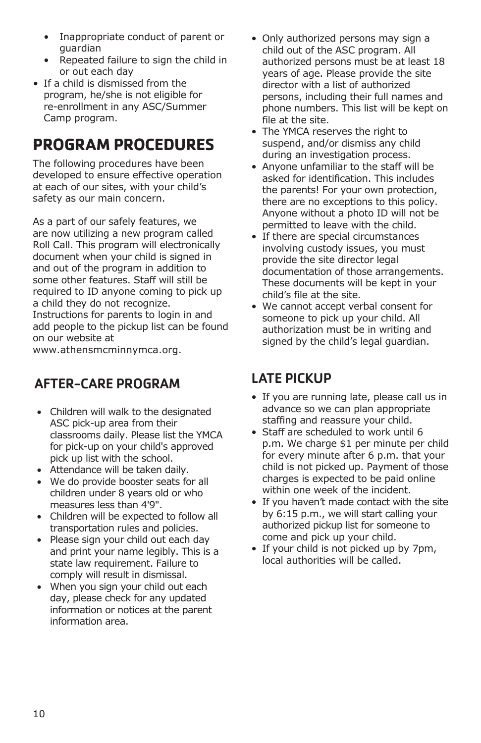- Inappropriate conduct of parent or guardian
- Repeated failure to sign the child in or out each day

- If a child is dismissed from the program, he/she is not eligible for re-enrollment in any ASC/Summer Camp program.

# PROGRAM PROCEDURES

The following procedures have been developed to ensure effective operation at each of our sites, with your child's safety as our main concern.

As a part of our safely features, we are now utilizing a new program called Roll Call. This program will electronically document when your child is signed in and out of the program in addition to some other features. Staff will still be required to ID anyone coming to pick up a child they do not recognize. Instructions for parents to login in and add people to the pickup list can be found on our website at www.athensmcminnymca.org.

## AFTER-CARE PROGRAM

- Children will walk to the designated ASC pick-up area from their classrooms daily. Please list the YMCA for pick-up on your child's approved pick up list with the school.
- Attendance will be taken daily.
- We do provide booster seats for all children under 8 years old or who measures less than 4'9".
- Children will be expected to follow all transportation rules and policies.
- Please sign your child out each day and print your name legibly. This is a state law requirement. Failure to comply will result in dismissal.
- When you sign your child out each day, please check for any updated information or notices at the parent information area.
- Only authorized persons may sign a child out of the ASC program. All authorized persons must be at least 18 years of age. Please provide the site director with a list of authorized persons, including their full names and phone numbers. This list will be kept on file at the site.
- The YMCA reserves the right to suspend, and/or dismiss any child during an investigation process.
- Anyone unfamiliar to the staff will be asked for identification. This includes the parents! For your own protection, there are no exceptions to this policy. Anyone without a photo ID will not be permitted to leave with the child.
- If there are special circumstances involving custody issues, you must provide the site director legal documentation of those arrangements. These documents will be kept in your child's file at the site.
- We cannot accept verbal consent for someone to pick up your child. All authorization must be in writing and signed by the child's legal guardian.

## LATE PICKUP

- If you are running late, please call us in advance so we can plan appropriate staffing and reassure your child.
- Staff are scheduled to work until 6 p.m. We charge $1 per minute per child for every minute after 6 p.m. that your child is not picked up. Payment of those charges is expected to be paid online within one week of the incident.
- If you haven't made contact with the site by 6:15 p.m., we will start calling your authorized pickup list for someone to come and pick up your child.
- If your child is not picked up by 7pm, local authorities will be called.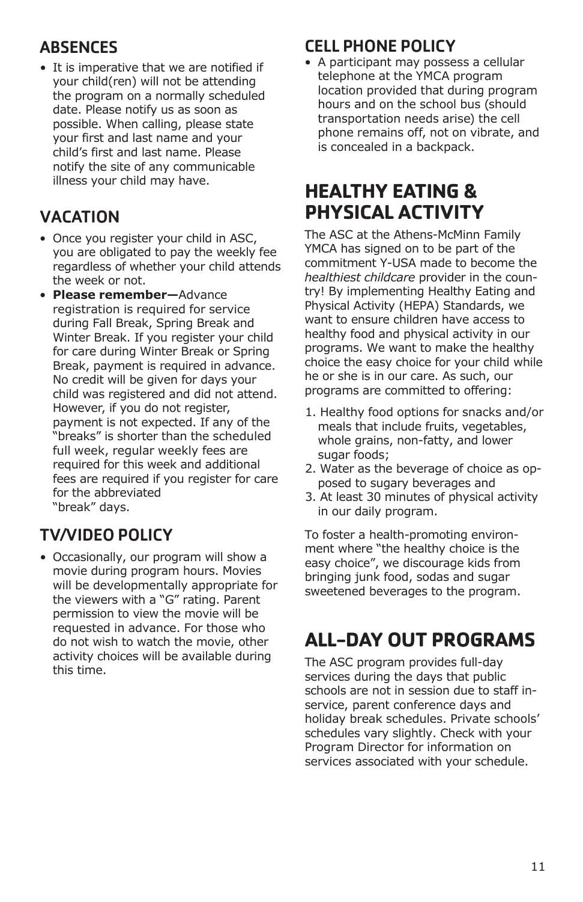## ABSENCES

- It is imperative that we are notified if your child(ren) will not be attending the program on a normally scheduled date. Please notify us as soon as possible. When calling, please state your first and last name and your child's first and last name. Please notify the site of any communicable illness your child may have.

## VACATION

- Once you register your child in ASC, you are obligated to pay the weekly fee regardless of whether your child attends the week or not.
- **Please remember—**Advance registration is required for service during Fall Break, Spring Break and Winter Break. If you register your child for care during Winter Break or Spring Break, payment is required in advance. No credit will be given for days your child was registered and did not attend. However, if you do not register, payment is not expected. If any of the "breaks" is shorter than the scheduled full week, regular weekly fees are required for this week and additional fees are required if you register for care for the abbreviated "break" days.

## TV/VIDEO POLICY

- Occasionally, our program will show a movie during program hours. Movies will be developmentally appropriate for the viewers with a "G" rating. Parent permission to view the movie will be requested in advance. For those who do not wish to watch the movie, other activity choices will be available during this time.

## CELL PHONE POLICY

- A participant may possess a cellular telephone at the YMCA program location provided that during program hours and on the school bus (should transportation needs arise) the cell phone remains off, not on vibrate, and is concealed in a backpack.

# HEALTHY EATING & PHYSICAL ACTIVITY

The ASC at the Athens-McMinn Family YMCA has signed on to be part of the commitment Y-USA made to become the *healthiest childcare* provider in the country! By implementing Healthy Eating and Physical Activity (HEPA) Standards, we want to ensure children have access to healthy food and physical activity in our programs. We want to make the healthy choice the easy choice for your child while he or she is in our care. As such, our programs are committed to offering:

1. Healthy food options for snacks and/or meals that include fruits, vegetables, whole grains, non-fatty, and lower sugar foods;
2. Water as the beverage of choice as opposed to sugary beverages and
3. At least 30 minutes of physical activity in our daily program.

To foster a health-promoting environment where "the healthy choice is the easy choice", we discourage kids from bringing junk food, sodas and sugar sweetened beverages to the program.

# ALL-DAY OUT PROGRAMS

The ASC program provides full-day services during the days that public schools are not in session due to staff in-service, parent conference days and holiday break schedules. Private schools' schedules vary slightly. Check with your Program Director for information on services associated with your schedule.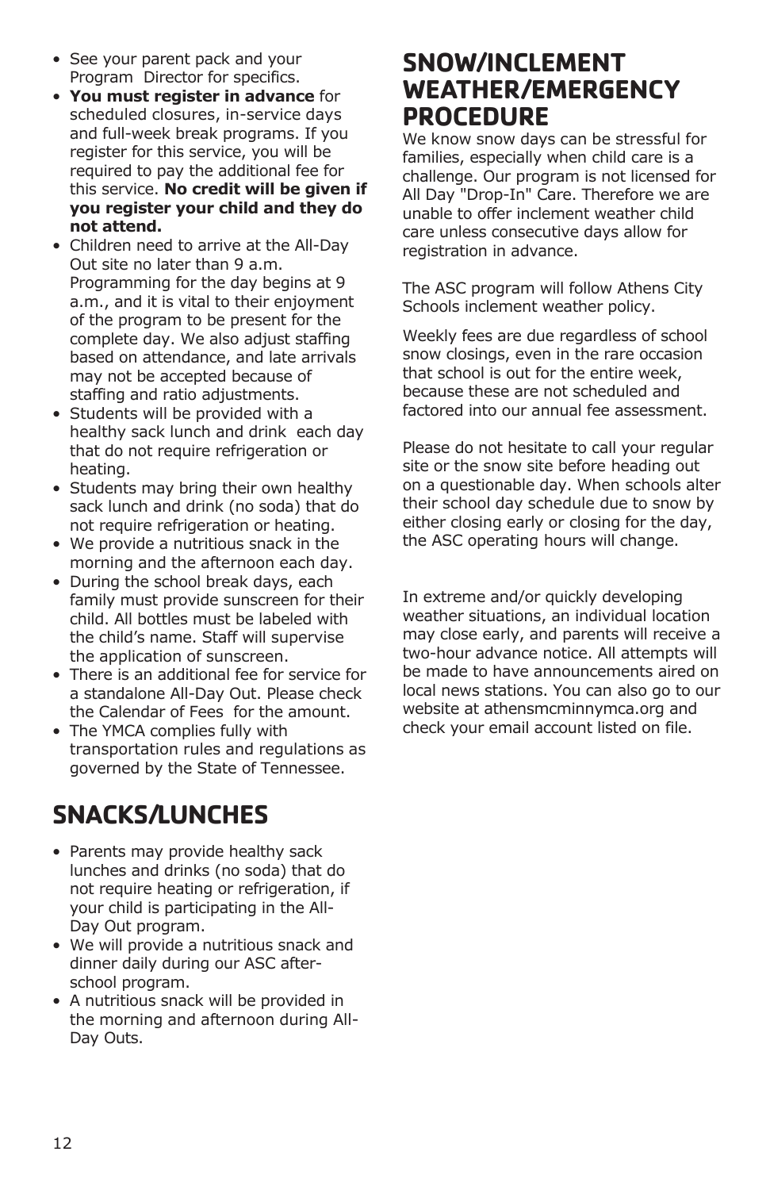- See your parent pack and your Program  Director for specifics.
- **You must register in advance** for scheduled closures, in-service days and full-week break programs. If you register for this service, you will be required to pay the additional fee for this service. **No credit will be given if you register your child and they do not attend.**
- Children need to arrive at the All-Day Out site no later than 9 a.m. Programming for the day begins at 9 a.m., and it is vital to their enjoyment of the program to be present for the complete day. We also adjust staffing based on attendance, and late arrivals may not be accepted because of staffing and ratio adjustments.
- Students will be provided with a healthy sack lunch and drink  each day that do not require refrigeration or heating.
- Students may bring their own healthy sack lunch and drink (no soda) that do not require refrigeration or heating.
- We provide a nutritious snack in the morning and the afternoon each day.
- During the school break days, each family must provide sunscreen for their child. All bottles must be labeled with the child's name. Staff will supervise the application of sunscreen.
- There is an additional fee for service for a standalone All-Day Out. Please check the Calendar of Fees  for the amount.
- The YMCA complies fully with transportation rules and regulations as governed by the State of Tennessee.

# SNACKS/LUNCHES

- Parents may provide healthy sack lunches and drinks (no soda) that do not require heating or refrigeration, if your child is participating in the All-Day Out program.
- We will provide a nutritious snack and dinner daily during our ASC after-school program.
- A nutritious snack will be provided in the morning and afternoon during All-Day Outs.

# SNOW/INCLEMENT WEATHER/EMERGENCY PROCEDURE

We know snow days can be stressful for families, especially when child care is a challenge. Our program is not licensed for All Day "Drop-In" Care. Therefore we are unable to offer inclement weather child care unless consecutive days allow for registration in advance.

The ASC program will follow Athens City Schools inclement weather policy.

Weekly fees are due regardless of school snow closings, even in the rare occasion that school is out for the entire week, because these are not scheduled and factored into our annual fee assessment.

Please do not hesitate to call your regular site or the snow site before heading out on a questionable day. When schools alter their school day schedule due to snow by either closing early or closing for the day, the ASC operating hours will change.

In extreme and/or quickly developing weather situations, an individual location may close early, and parents will receive a two-hour advance notice. All attempts will be made to have announcements aired on local news stations. You can also go to our website at athensmcminnymca.org and check your email account listed on file.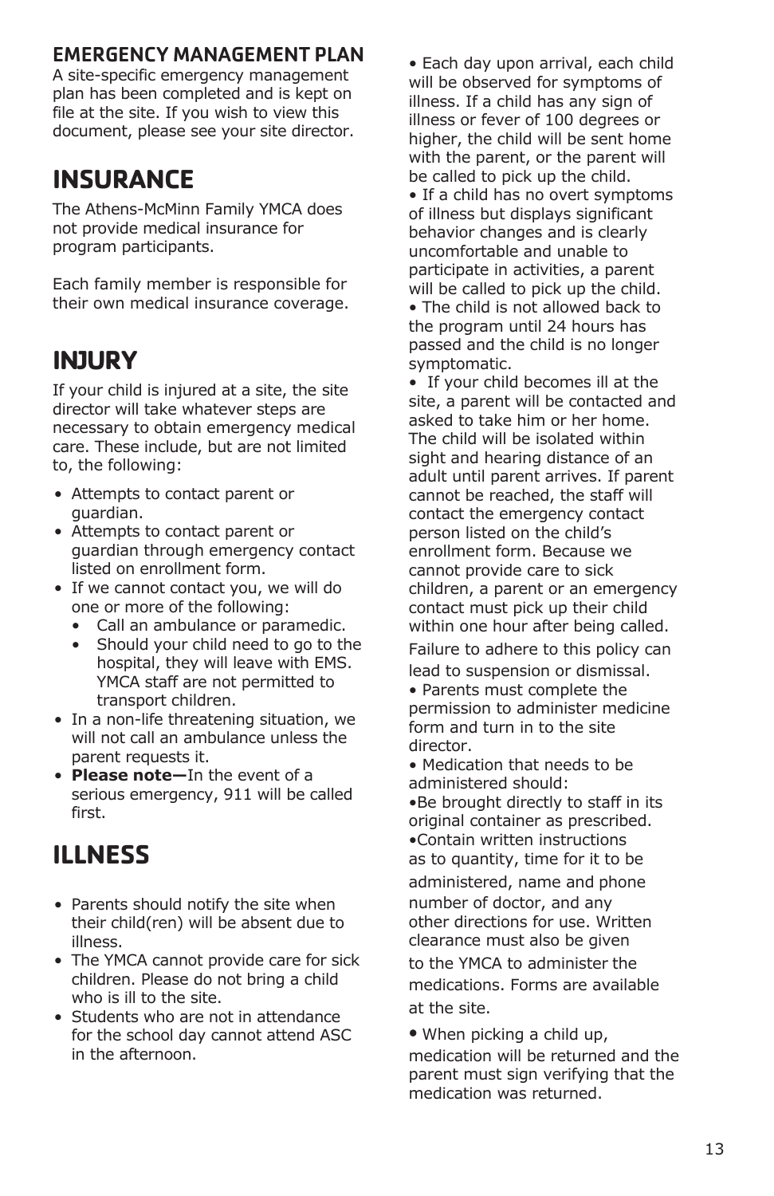### EMERGENCY MANAGEMENT PLAN

A site-specific emergency management plan has been completed and is kept on file at the site. If you wish to view this document, please see your site director.

## INSURANCE

The Athens-McMinn Family YMCA does not provide medical insurance for program participants.

Each family member is responsible for their own medical insurance coverage.

## INJURY

If your child is injured at a site, the site director will take whatever steps are necessary to obtain emergency medical care. These include, but are not limited to, the following:

- Attempts to contact parent or guardian.
- Attempts to contact parent or guardian through emergency contact listed on enrollment form.
- If we cannot contact you, we will do one or more of the following:
  - Call an ambulance or paramedic.
  - Should your child need to go to the hospital, they will leave with EMS. YMCA staff are not permitted to transport children.
- In a non-life threatening situation, we will not call an ambulance unless the parent requests it.
- **Please note—**In the event of a serious emergency, 911 will be called first.

## ILLNESS

- Parents should notify the site when their child(ren) will be absent due to illness.
- The YMCA cannot provide care for sick children. Please do not bring a child who is ill to the site.
- Students who are not in attendance for the school day cannot attend ASC in the afternoon.
- Each day upon arrival, each child will be observed for symptoms of illness. If a child has any sign of illness or fever of 100 degrees or higher, the child will be sent home with the parent, or the parent will be called to pick up the child.
- If a child has no overt symptoms of illness but displays significant behavior changes and is clearly uncomfortable and unable to participate in activities, a parent will be called to pick up the child.
- The child is not allowed back to the program until 24 hours has passed and the child is no longer symptomatic.
- If your child becomes ill at the site, a parent will be contacted and asked to take him or her home. The child will be isolated within sight and hearing distance of an adult until parent arrives. If parent cannot be reached, the staff will contact the emergency contact person listed on the child's enrollment form. Because we cannot provide care to sick children, a parent or an emergency contact must pick up their child within one hour after being called.

Failure to adhere to this policy can lead to suspension or dismissal.

- Parents must complete the permission to administer medicine form and turn in to the site director.
- Medication that needs to be administered should:
- Be brought directly to staff in its original container as prescribed.
- Contain written instructions as to quantity, time for it to be administered, name and phone number of doctor, and any other directions for use. Written clearance must also be given to the YMCA to administer the medications. Forms are available at the site.
- When picking a child up, medication will be returned and the parent must sign verifying that the medication was returned.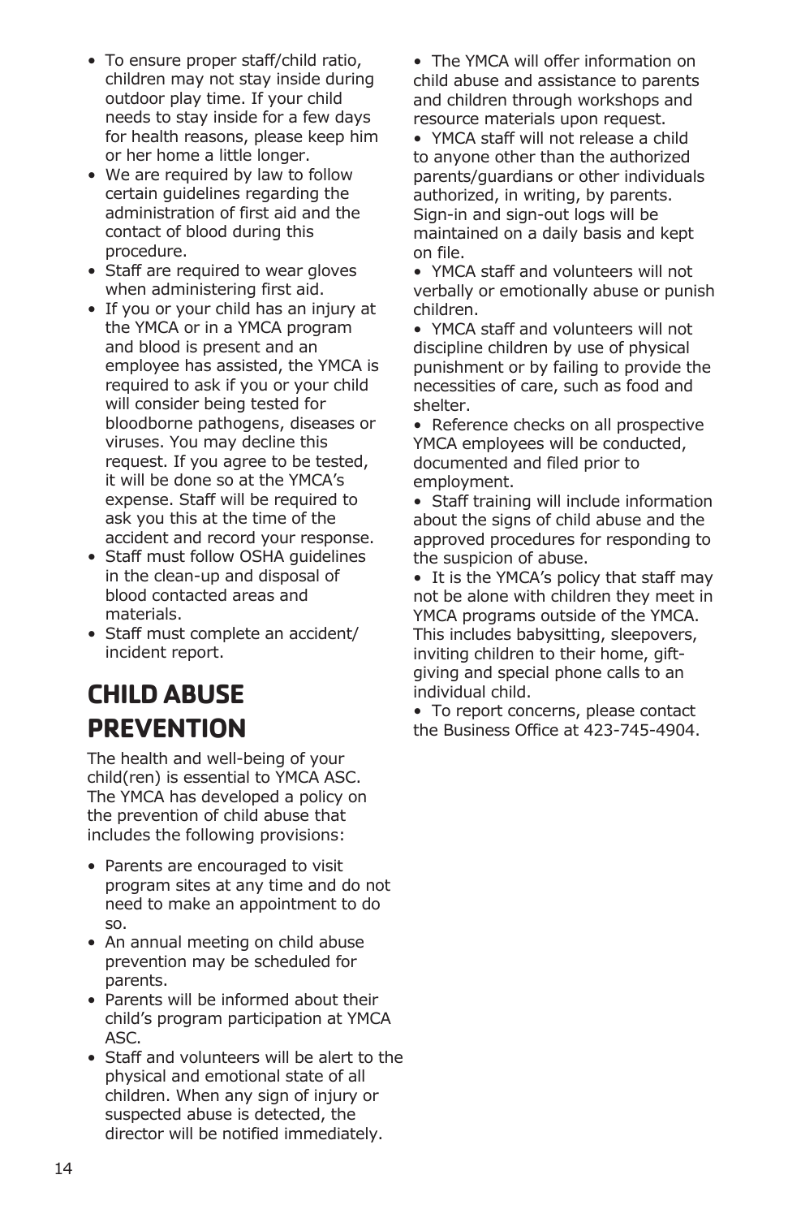- To ensure proper staff/child ratio, children may not stay inside during outdoor play time. If your child needs to stay inside for a few days for health reasons, please keep him or her home a little longer.
- We are required by law to follow certain guidelines regarding the administration of first aid and the contact of blood during this procedure.
- Staff are required to wear gloves when administering first aid.
- If you or your child has an injury at the YMCA or in a YMCA program and blood is present and an employee has assisted, the YMCA is required to ask if you or your child will consider being tested for bloodborne pathogens, diseases or viruses. You may decline this request. If you agree to be tested, it will be done so at the YMCA's expense. Staff will be required to ask you this at the time of the accident and record your response.
- Staff must follow OSHA guidelines in the clean-up and disposal of blood contacted areas and materials.
- Staff must complete an accident/incident report.

# CHILD ABUSE PREVENTION

The health and well-being of your child(ren) is essential to YMCA ASC. The YMCA has developed a policy on the prevention of child abuse that includes the following provisions:

- Parents are encouraged to visit program sites at any time and do not need to make an appointment to do so.
- An annual meeting on child abuse prevention may be scheduled for parents.
- Parents will be informed about their child's program participation at YMCA ASC.
- Staff and volunteers will be alert to the physical and emotional state of all children. When any sign of injury or suspected abuse is detected, the director will be notified immediately.
- The YMCA will offer information on child abuse and assistance to parents and children through workshops and resource materials upon request.
- YMCA staff will not release a child to anyone other than the authorized parents/guardians or other individuals authorized, in writing, by parents. Sign-in and sign-out logs will be maintained on a daily basis and kept on file.
- YMCA staff and volunteers will not verbally or emotionally abuse or punish children.
- YMCA staff and volunteers will not discipline children by use of physical punishment or by failing to provide the necessities of care, such as food and shelter.
- Reference checks on all prospective YMCA employees will be conducted, documented and filed prior to employment.
- Staff training will include information about the signs of child abuse and the approved procedures for responding to the suspicion of abuse.
- It is the YMCA's policy that staff may not be alone with children they meet in YMCA programs outside of the YMCA. This includes babysitting, sleepovers, inviting children to their home, gift-giving and special phone calls to an individual child.
- To report concerns, please contact the Business Office at 423-745-4904.